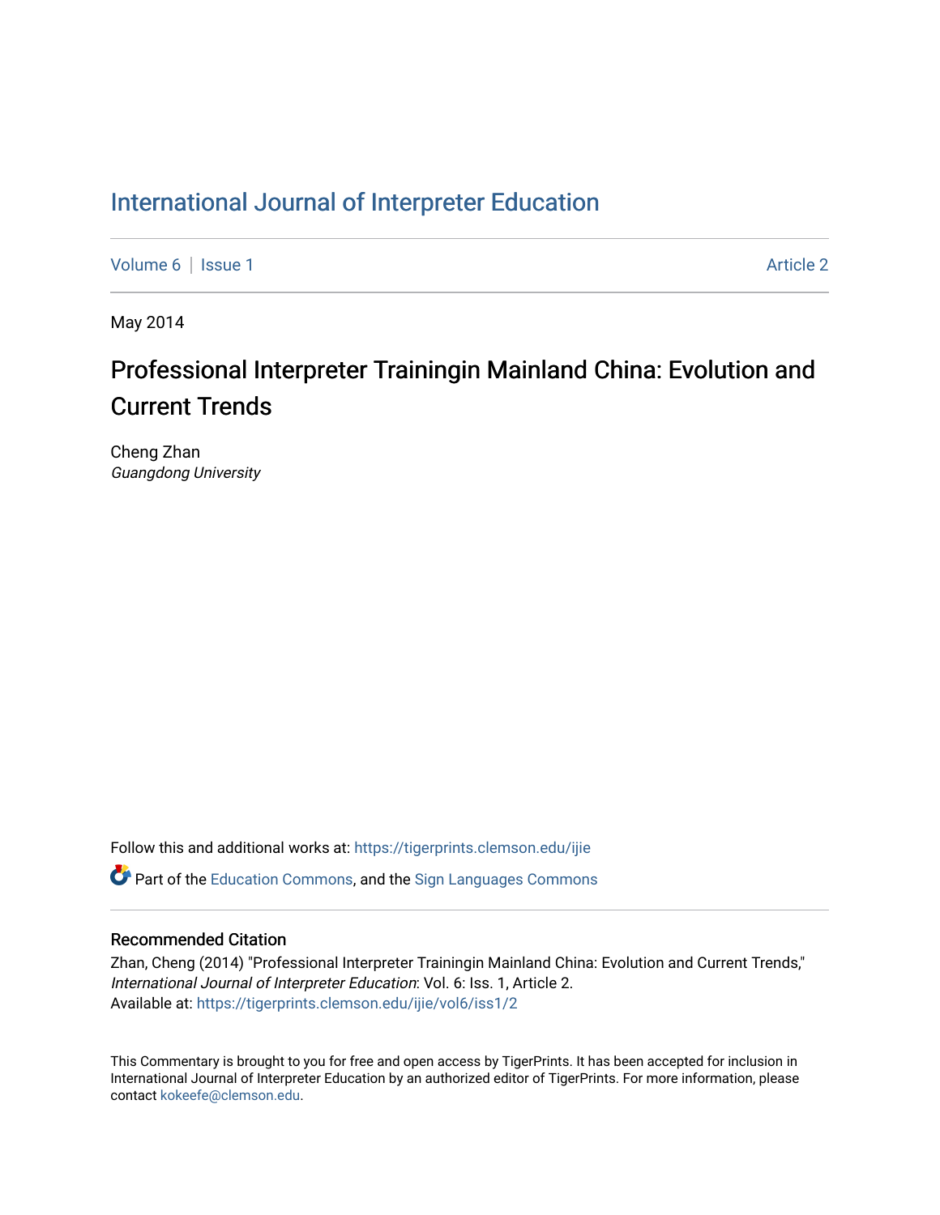# International Journal of Interpreter Education

Volume 6 | Issue 1 Article 2

May 2014

## Professional Interpreter Trainingin Mainland China: Evolution and Current Trends

Cheng Zhan
*Guangdong University*

Follow this and additional works at: https://tigerprints.clemson.edu/ijie

Part of the Education Commons, and the Sign Languages Commons

### Recommended Citation

Zhan, Cheng (2014) "Professional Interpreter Trainingin Mainland China: Evolution and Current Trends," *International Journal of Interpreter Education*: Vol. 6: Iss. 1, Article 2.
Available at: https://tigerprints.clemson.edu/ijie/vol6/iss1/2

This Commentary is brought to you for free and open access by TigerPrints. It has been accepted for inclusion in International Journal of Interpreter Education by an authorized editor of TigerPrints. For more information, please contact kokeefe@clemson.edu.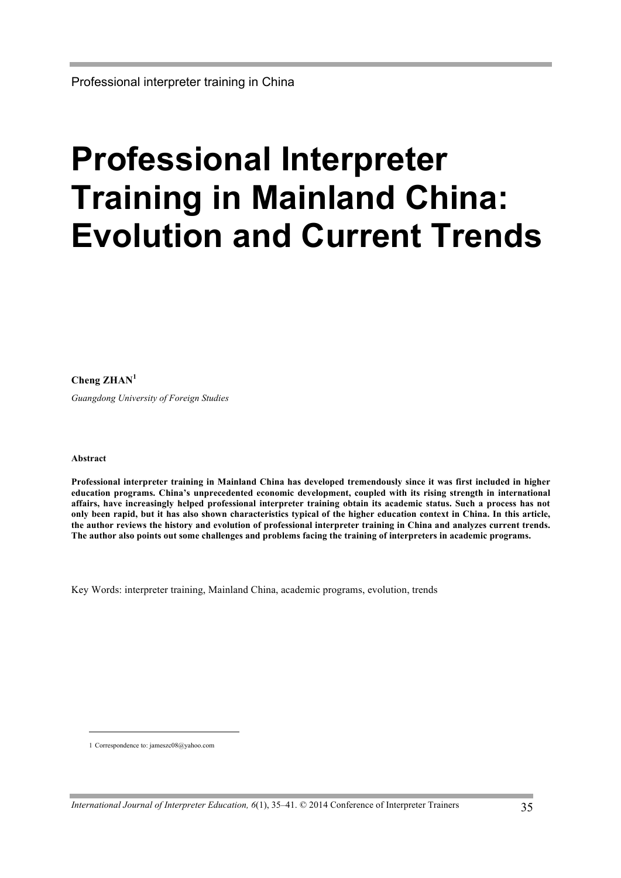# Professional Interpreter Training in Mainland China: Evolution and Current Trends

**Cheng ZHAN**[1]

*Guangdong University of Foreign Studies*

**Abstract**

**Professional interpreter training in Mainland China has developed tremendously since it was first included in higher education programs. China's unprecedented economic development, coupled with its rising strength in international affairs, have increasingly helped professional interpreter training obtain its academic status. Such a process has not only been rapid, but it has also shown characteristics typical of the higher education context in China. In this article, the author reviews the history and evolution of professional interpreter training in China and analyzes current trends. The author also points out some challenges and problems facing the training of interpreters in academic programs.**

Key Words: interpreter training, Mainland China, academic programs, evolution, trends

1 Correspondence to: jamesze08@yahoo.com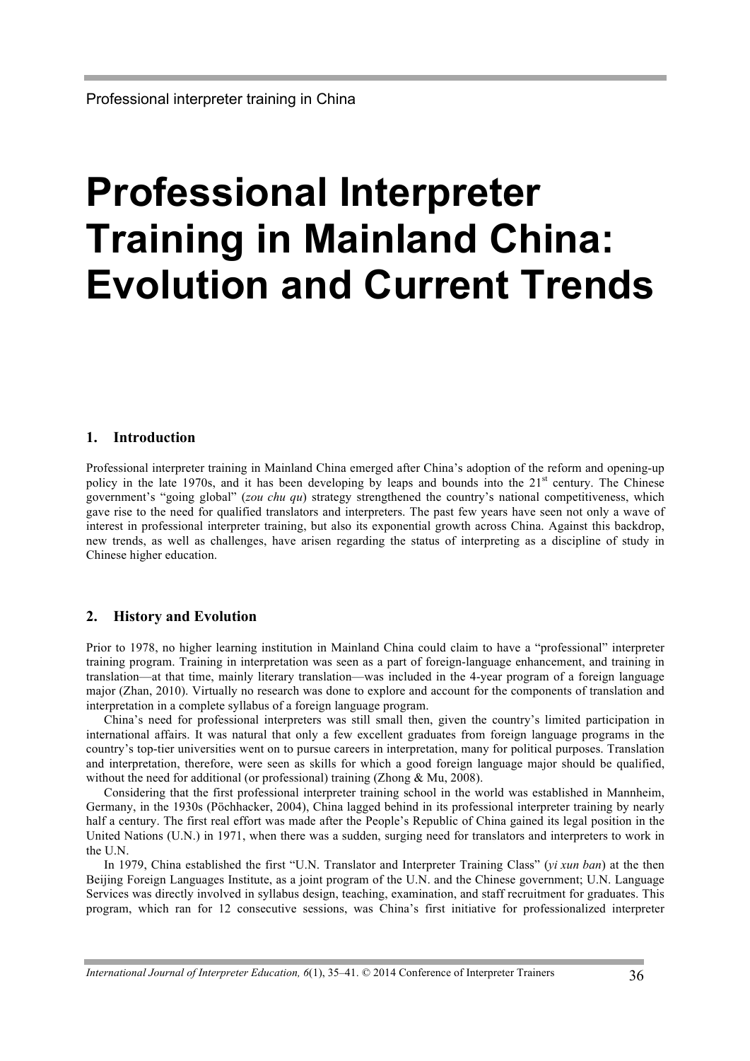# Professional Interpreter Training in Mainland China: Evolution and Current Trends

## 1. Introduction

Professional interpreter training in Mainland China emerged after China's adoption of the reform and opening-up policy in the late 1970s, and it has been developing by leaps and bounds into the 21st century. The Chinese government's "going global" (*zou chu qu*) strategy strengthened the country's national competitiveness, which gave rise to the need for qualified translators and interpreters. The past few years have seen not only a wave of interest in professional interpreter training, but also its exponential growth across China. Against this backdrop, new trends, as well as challenges, have arisen regarding the status of interpreting as a discipline of study in Chinese higher education.

## 2. History and Evolution

Prior to 1978, no higher learning institution in Mainland China could claim to have a "professional" interpreter training program. Training in interpretation was seen as a part of foreign-language enhancement, and training in translation—at that time, mainly literary translation—was included in the 4-year program of a foreign language major (Zhan, 2010). Virtually no research was done to explore and account for the components of translation and interpretation in a complete syllabus of a foreign language program.

China's need for professional interpreters was still small then, given the country's limited participation in international affairs. It was natural that only a few excellent graduates from foreign language programs in the country's top-tier universities went on to pursue careers in interpretation, many for political purposes. Translation and interpretation, therefore, were seen as skills for which a good foreign language major should be qualified, without the need for additional (or professional) training (Zhong & Mu, 2008).

Considering that the first professional interpreter training school in the world was established in Mannheim, Germany, in the 1930s (Pöchhacker, 2004), China lagged behind in its professional interpreter training by nearly half a century. The first real effort was made after the People's Republic of China gained its legal position in the United Nations (U.N.) in 1971, when there was a sudden, surging need for translators and interpreters to work in the U.N.

In 1979, China established the first "U.N. Translator and Interpreter Training Class" (*yi xun ban*) at the then Beijing Foreign Languages Institute, as a joint program of the U.N. and the Chinese government; U.N. Language Services was directly involved in syllabus design, teaching, examination, and staff recruitment for graduates. This program, which ran for 12 consecutive sessions, was China's first initiative for professionalized interpreter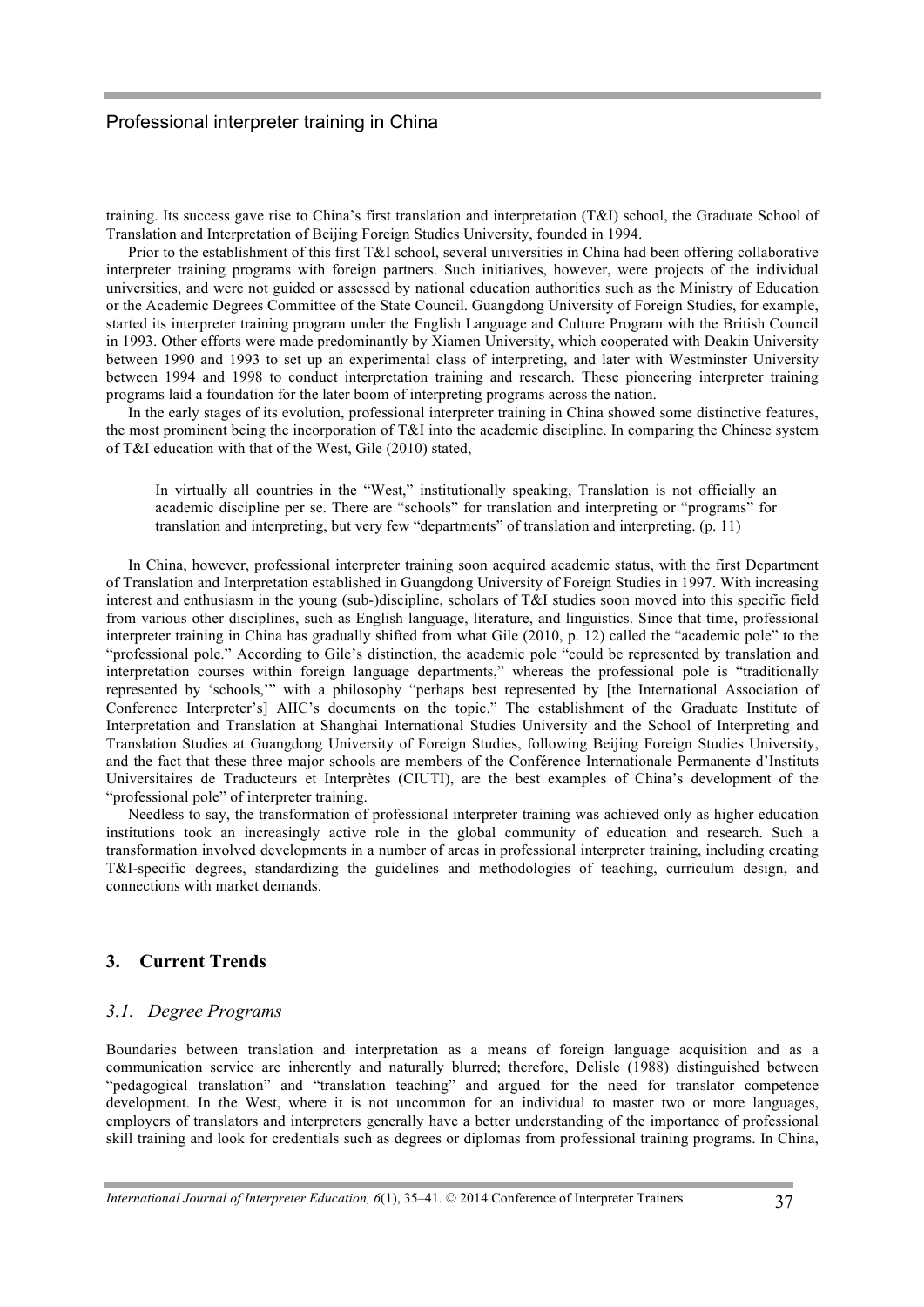training. Its success gave rise to China's first translation and interpretation (T&I) school, the Graduate School of Translation and Interpretation of Beijing Foreign Studies University, founded in 1994.

Prior to the establishment of this first T&I school, several universities in China had been offering collaborative interpreter training programs with foreign partners. Such initiatives, however, were projects of the individual universities, and were not guided or assessed by national education authorities such as the Ministry of Education or the Academic Degrees Committee of the State Council. Guangdong University of Foreign Studies, for example, started its interpreter training program under the English Language and Culture Program with the British Council in 1993. Other efforts were made predominantly by Xiamen University, which cooperated with Deakin University between 1990 and 1993 to set up an experimental class of interpreting, and later with Westminster University between 1994 and 1998 to conduct interpretation training and research. These pioneering interpreter training programs laid a foundation for the later boom of interpreting programs across the nation.

In the early stages of its evolution, professional interpreter training in China showed some distinctive features, the most prominent being the incorporation of T&I into the academic discipline. In comparing the Chinese system of T&I education with that of the West, Gile (2010) stated,

> In virtually all countries in the "West," institutionally speaking, Translation is not officially an academic discipline per se. There are "schools" for translation and interpreting or "programs" for translation and interpreting, but very few "departments" of translation and interpreting. (p. 11)

In China, however, professional interpreter training soon acquired academic status, with the first Department of Translation and Interpretation established in Guangdong University of Foreign Studies in 1997. With increasing interest and enthusiasm in the young (sub-)discipline, scholars of T&I studies soon moved into this specific field from various other disciplines, such as English language, literature, and linguistics. Since that time, professional interpreter training in China has gradually shifted from what Gile (2010, p. 12) called the "academic pole" to the "professional pole." According to Gile's distinction, the academic pole "could be represented by translation and interpretation courses within foreign language departments," whereas the professional pole is "traditionally represented by 'schools,'" with a philosophy "perhaps best represented by [the International Association of Conference Interpreter's] AIIC's documents on the topic." The establishment of the Graduate Institute of Interpretation and Translation at Shanghai International Studies University and the School of Interpreting and Translation Studies at Guangdong University of Foreign Studies, following Beijing Foreign Studies University, and the fact that these three major schools are members of the Conférence Internationale Permanente d'Instituts Universitaires de Traducteurs et Interprètes (CIUTI), are the best examples of China's development of the "professional pole" of interpreter training.

Needless to say, the transformation of professional interpreter training was achieved only as higher education institutions took an increasingly active role in the global community of education and research. Such a transformation involved developments in a number of areas in professional interpreter training, including creating T&I-specific degrees, standardizing the guidelines and methodologies of teaching, curriculum design, and connections with market demands.

## 3. Current Trends

### *3.1. Degree Programs*

Boundaries between translation and interpretation as a means of foreign language acquisition and as a communication service are inherently and naturally blurred; therefore, Delisle (1988) distinguished between "pedagogical translation" and "translation teaching" and argued for the need for translator competence development. In the West, where it is not uncommon for an individual to master two or more languages, employers of translators and interpreters generally have a better understanding of the importance of professional skill training and look for credentials such as degrees or diplomas from professional training programs. In China,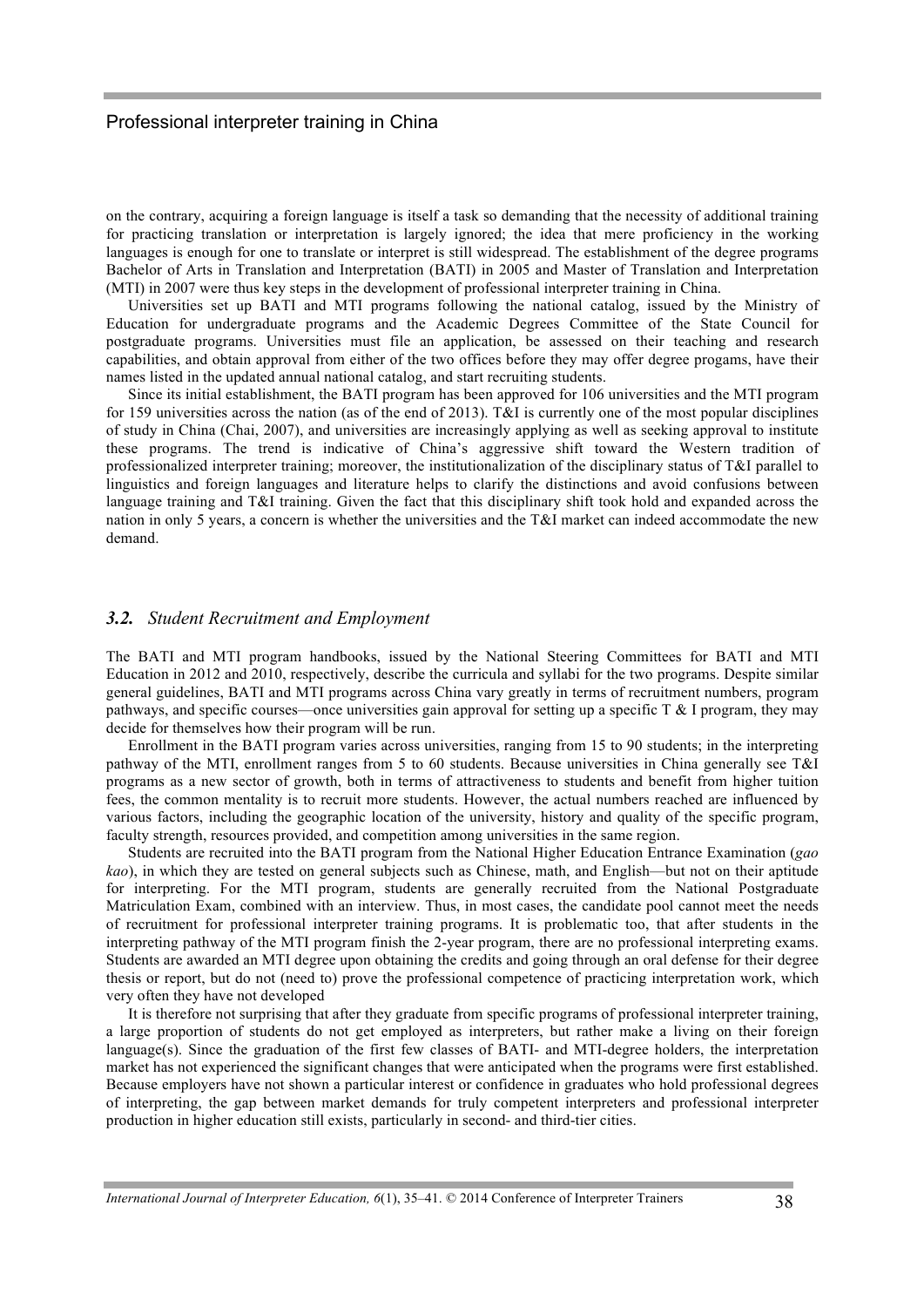on the contrary, acquiring a foreign language is itself a task so demanding that the necessity of additional training for practicing translation or interpretation is largely ignored; the idea that mere proficiency in the working languages is enough for one to translate or interpret is still widespread. The establishment of the degree programs Bachelor of Arts in Translation and Interpretation (BATI) in 2005 and Master of Translation and Interpretation (MTI) in 2007 were thus key steps in the development of professional interpreter training in China.

Universities set up BATI and MTI programs following the national catalog, issued by the Ministry of Education for undergraduate programs and the Academic Degrees Committee of the State Council for postgraduate programs. Universities must file an application, be assessed on their teaching and research capabilities, and obtain approval from either of the two offices before they may offer degree progams, have their names listed in the updated annual national catalog, and start recruiting students.

Since its initial establishment, the BATI program has been approved for 106 universities and the MTI program for 159 universities across the nation (as of the end of 2013). T&I is currently one of the most popular disciplines of study in China (Chai, 2007), and universities are increasingly applying as well as seeking approval to institute these programs. The trend is indicative of China's aggressive shift toward the Western tradition of professionalized interpreter training; moreover, the institutionalization of the disciplinary status of T&I parallel to linguistics and foreign languages and literature helps to clarify the distinctions and avoid confusions between language training and T&I training. Given the fact that this disciplinary shift took hold and expanded across the nation in only 5 years, a concern is whether the universities and the T&I market can indeed accommodate the new demand.

### *3.2. Student Recruitment and Employment*

The BATI and MTI program handbooks, issued by the National Steering Committees for BATI and MTI Education in 2012 and 2010, respectively, describe the curricula and syllabi for the two programs. Despite similar general guidelines, BATI and MTI programs across China vary greatly in terms of recruitment numbers, program pathways, and specific courses—once universities gain approval for setting up a specific T & I program, they may decide for themselves how their program will be run.

Enrollment in the BATI program varies across universities, ranging from 15 to 90 students; in the interpreting pathway of the MTI, enrollment ranges from 5 to 60 students. Because universities in China generally see T&I programs as a new sector of growth, both in terms of attractiveness to students and benefit from higher tuition fees, the common mentality is to recruit more students. However, the actual numbers reached are influenced by various factors, including the geographic location of the university, history and quality of the specific program, faculty strength, resources provided, and competition among universities in the same region.

Students are recruited into the BATI program from the National Higher Education Entrance Examination (*gao kao*), in which they are tested on general subjects such as Chinese, math, and English—but not on their aptitude for interpreting. For the MTI program, students are generally recruited from the National Postgraduate Matriculation Exam, combined with an interview. Thus, in most cases, the candidate pool cannot meet the needs of recruitment for professional interpreter training programs. It is problematic too, that after students in the interpreting pathway of the MTI program finish the 2-year program, there are no professional interpreting exams. Students are awarded an MTI degree upon obtaining the credits and going through an oral defense for their degree thesis or report, but do not (need to) prove the professional competence of practicing interpretation work, which very often they have not developed

It is therefore not surprising that after they graduate from specific programs of professional interpreter training, a large proportion of students do not get employed as interpreters, but rather make a living on their foreign language(s). Since the graduation of the first few classes of BATI- and MTI-degree holders, the interpretation market has not experienced the significant changes that were anticipated when the programs were first established. Because employers have not shown a particular interest or confidence in graduates who hold professional degrees of interpreting, the gap between market demands for truly competent interpreters and professional interpreter production in higher education still exists, particularly in second- and third-tier cities.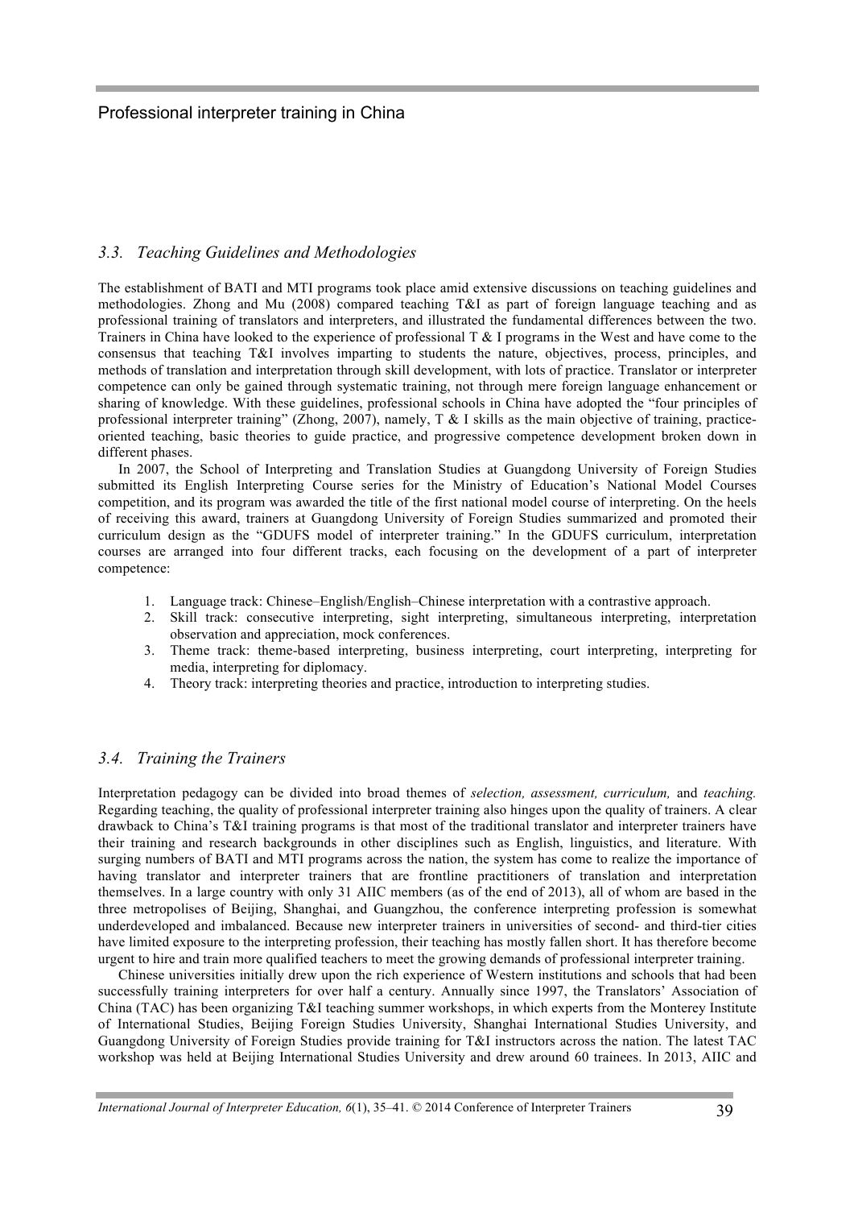### 3.3. Teaching Guidelines and Methodologies

The establishment of BATI and MTI programs took place amid extensive discussions on teaching guidelines and methodologies. Zhong and Mu (2008) compared teaching T&I as part of foreign language teaching and as professional training of translators and interpreters, and illustrated the fundamental differences between the two. Trainers in China have looked to the experience of professional T & I programs in the West and have come to the consensus that teaching T&I involves imparting to students the nature, objectives, process, principles, and methods of translation and interpretation through skill development, with lots of practice. Translator or interpreter competence can only be gained through systematic training, not through mere foreign language enhancement or sharing of knowledge. With these guidelines, professional schools in China have adopted the "four principles of professional interpreter training" (Zhong, 2007), namely, T & I skills as the main objective of training, practice-oriented teaching, basic theories to guide practice, and progressive competence development broken down in different phases.

In 2007, the School of Interpreting and Translation Studies at Guangdong University of Foreign Studies submitted its English Interpreting Course series for the Ministry of Education's National Model Courses competition, and its program was awarded the title of the first national model course of interpreting. On the heels of receiving this award, trainers at Guangdong University of Foreign Studies summarized and promoted their curriculum design as the "GDUFS model of interpreter training." In the GDUFS curriculum, interpretation courses are arranged into four different tracks, each focusing on the development of a part of interpreter competence:

1. Language track: Chinese–English/English–Chinese interpretation with a contrastive approach.
2. Skill track: consecutive interpreting, sight interpreting, simultaneous interpreting, interpretation observation and appreciation, mock conferences.
3. Theme track: theme-based interpreting, business interpreting, court interpreting, interpreting for media, interpreting for diplomacy.
4. Theory track: interpreting theories and practice, introduction to interpreting studies.

### 3.4. Training the Trainers

Interpretation pedagogy can be divided into broad themes of *selection, assessment, curriculum,* and *teaching.* Regarding teaching, the quality of professional interpreter training also hinges upon the quality of trainers. A clear drawback to China's T&I training programs is that most of the traditional translator and interpreter trainers have their training and research backgrounds in other disciplines such as English, linguistics, and literature. With surging numbers of BATI and MTI programs across the nation, the system has come to realize the importance of having translator and interpreter trainers that are frontline practitioners of translation and interpretation themselves. In a large country with only 31 AIIC members (as of the end of 2013), all of whom are based in the three metropolises of Beijing, Shanghai, and Guangzhou, the conference interpreting profession is somewhat underdeveloped and imbalanced. Because new interpreter trainers in universities of second- and third-tier cities have limited exposure to the interpreting profession, their teaching has mostly fallen short. It has therefore become urgent to hire and train more qualified teachers to meet the growing demands of professional interpreter training.

Chinese universities initially drew upon the rich experience of Western institutions and schools that had been successfully training interpreters for over half a century. Annually since 1997, the Translators' Association of China (TAC) has been organizing T&I teaching summer workshops, in which experts from the Monterey Institute of International Studies, Beijing Foreign Studies University, Shanghai International Studies University, and Guangdong University of Foreign Studies provide training for T&I instructors across the nation. The latest TAC workshop was held at Beijing International Studies University and drew around 60 trainees. In 2013, AIIC and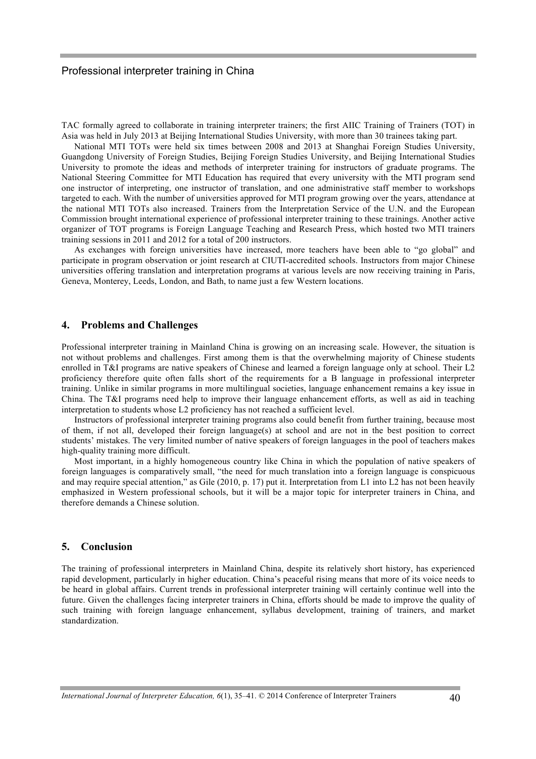TAC formally agreed to collaborate in training interpreter trainers; the first AIIC Training of Trainers (TOT) in Asia was held in July 2013 at Beijing International Studies University, with more than 30 trainees taking part.

National MTI TOTs were held six times between 2008 and 2013 at Shanghai Foreign Studies University, Guangdong University of Foreign Studies, Beijing Foreign Studies University, and Beijing International Studies University to promote the ideas and methods of interpreter training for instructors of graduate programs. The National Steering Committee for MTI Education has required that every university with the MTI program send one instructor of interpreting, one instructor of translation, and one administrative staff member to workshops targeted to each. With the number of universities approved for MTI program growing over the years, attendance at the national MTI TOTs also increased. Trainers from the Interpretation Service of the U.N. and the European Commission brought international experience of professional interpreter training to these trainings. Another active organizer of TOT programs is Foreign Language Teaching and Research Press, which hosted two MTI trainers training sessions in 2011 and 2012 for a total of 200 instructors.

As exchanges with foreign universities have increased, more teachers have been able to "go global" and participate in program observation or joint research at CIUTI-accredited schools. Instructors from major Chinese universities offering translation and interpretation programs at various levels are now receiving training in Paris, Geneva, Monterey, Leeds, London, and Bath, to name just a few Western locations.

## 4. Problems and Challenges

Professional interpreter training in Mainland China is growing on an increasing scale. However, the situation is not without problems and challenges. First among them is that the overwhelming majority of Chinese students enrolled in T&I programs are native speakers of Chinese and learned a foreign language only at school. Their L2 proficiency therefore quite often falls short of the requirements for a B language in professional interpreter training. Unlike in similar programs in more multilingual societies, language enhancement remains a key issue in China. The T&I programs need help to improve their language enhancement efforts, as well as aid in teaching interpretation to students whose L2 proficiency has not reached a sufficient level.

Instructors of professional interpreter training programs also could benefit from further training, because most of them, if not all, developed their foreign language(s) at school and are not in the best position to correct students' mistakes. The very limited number of native speakers of foreign languages in the pool of teachers makes high-quality training more difficult.

Most important, in a highly homogeneous country like China in which the population of native speakers of foreign languages is comparatively small, "the need for much translation into a foreign language is conspicuous and may require special attention," as Gile (2010, p. 17) put it. Interpretation from L1 into L2 has not been heavily emphasized in Western professional schools, but it will be a major topic for interpreter trainers in China, and therefore demands a Chinese solution.

## 5. Conclusion

The training of professional interpreters in Mainland China, despite its relatively short history, has experienced rapid development, particularly in higher education. China's peaceful rising means that more of its voice needs to be heard in global affairs. Current trends in professional interpreter training will certainly continue well into the future. Given the challenges facing interpreter trainers in China, efforts should be made to improve the quality of such training with foreign language enhancement, syllabus development, training of trainers, and market standardization.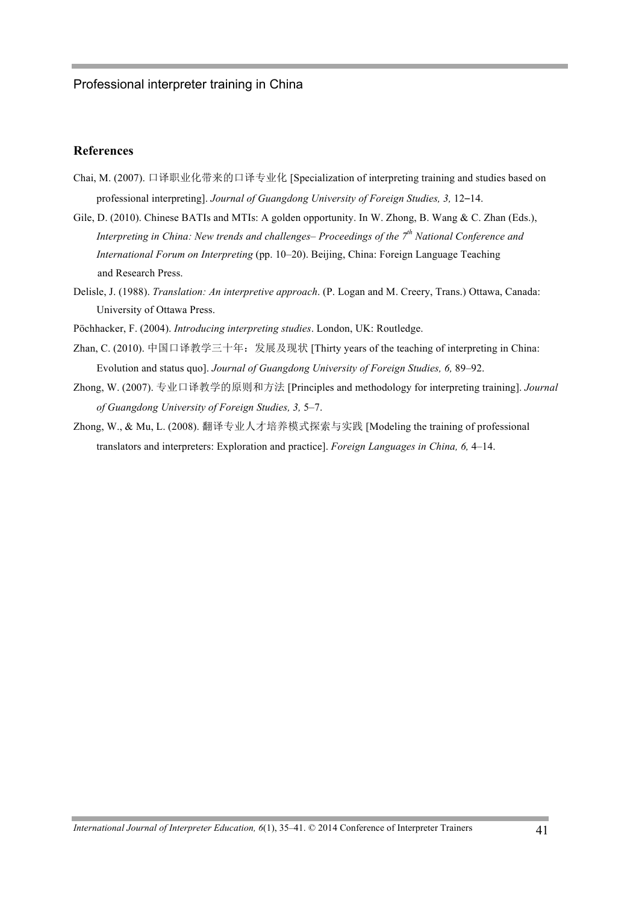## References

Chai, M. (2007). 口译职业化带来的口译专业化 [Specialization of interpreting training and studies based on professional interpreting]. *Journal of Guangdong University of Foreign Studies, 3,* 12–14.

Gile, D. (2010). Chinese BATIs and MTIs: A golden opportunity. In W. Zhong, B. Wang & C. Zhan (Eds.), *Interpreting in China: New trends and challenges– Proceedings of the 7th National Conference and International Forum on Interpreting* (pp. 10–20). Beijing, China: Foreign Language Teaching and Research Press.

Delisle, J. (1988). *Translation: An interpretive approach*. (P. Logan and M. Creery, Trans.) Ottawa, Canada: University of Ottawa Press.

Pöchhacker, F. (2004). *Introducing interpreting studies*. London, UK: Routledge.

Zhan, C. (2010). 中国口译教学三十年：发展及现状 [Thirty years of the teaching of interpreting in China: Evolution and status quo]. *Journal of Guangdong University of Foreign Studies, 6,* 89–92.

Zhong, W. (2007). 专业口译教学的原则和方法 [Principles and methodology for interpreting training]. *Journal of Guangdong University of Foreign Studies, 3,* 5–7.

Zhong, W., & Mu, L. (2008). 翻译专业人才培养模式探索与实践 [Modeling the training of professional translators and interpreters: Exploration and practice]. *Foreign Languages in China, 6,* 4–14.